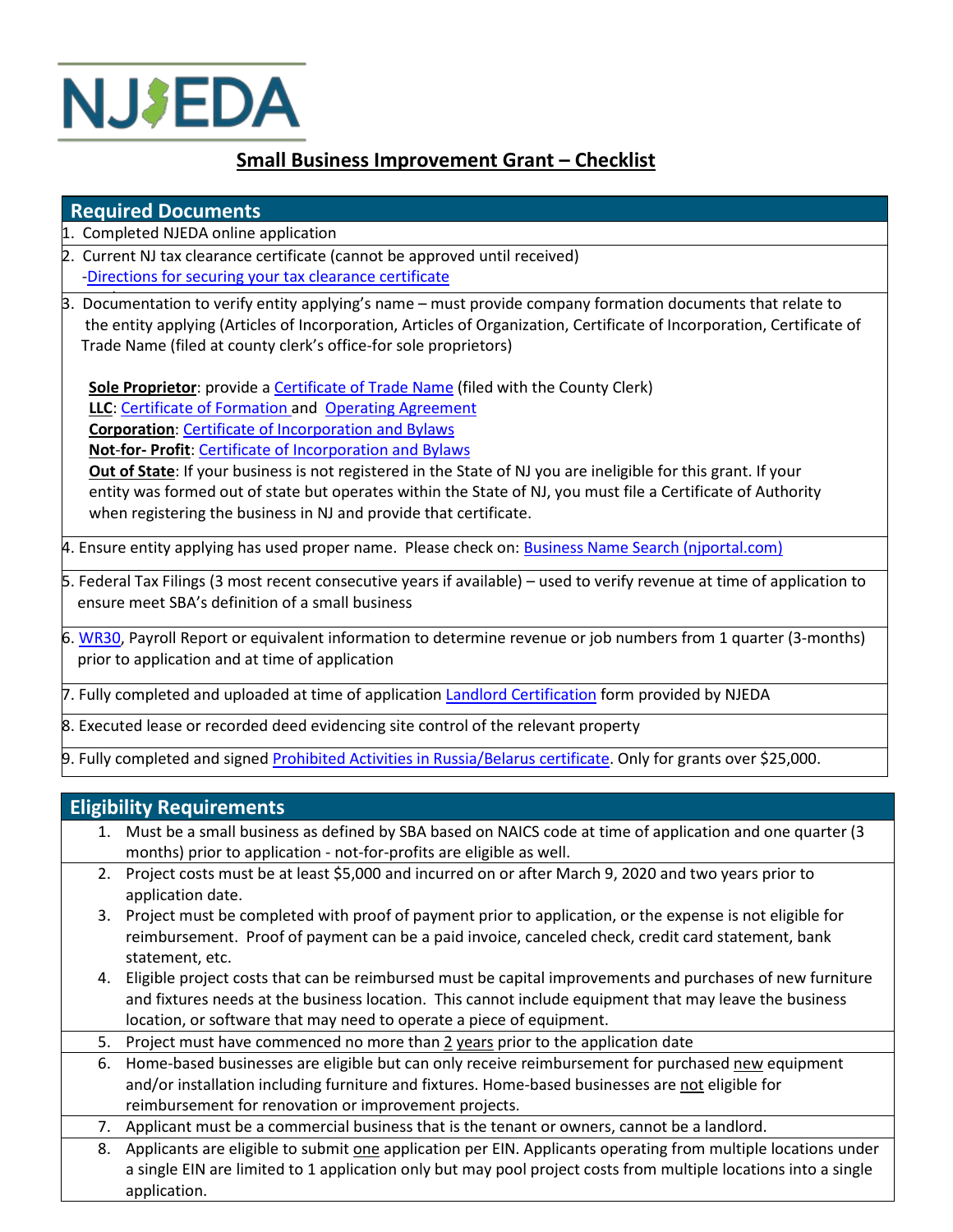NJEDA

# Small Business Improvement Grant – Checklist

## Required Documents

1. Completed NJEDA online application
2. Current NJ tax clearance certificate (cannot be approved until received)
   - Directions for securing your tax clearance certificate
3. Documentation to verify entity applying's name – must provide company formation documents that relate to the entity applying (Articles of Incorporation, Articles of Organization, Certificate of Incorporation, Certificate of Trade Name (filed at county clerk's office-for sole proprietors)

   **Sole Proprietor**: provide a Certificate of Trade Name (filed with the County Clerk)
   **LLC**: Certificate of Formation and Operating Agreement
   **Corporation**: Certificate of Incorporation and Bylaws
   **Not-for- Profit**: Certificate of Incorporation and Bylaws
   **Out of State**: If your business is not registered in the State of NJ you are ineligible for this grant. If your entity was formed out of state but operates within the State of NJ, you must file a Certificate of Authority when registering the business in NJ and provide that certificate.
4. Ensure entity applying has used proper name. Please check on: Business Name Search (njportal.com)
5. Federal Tax Filings (3 most recent consecutive years if available) – used to verify revenue at time of application to ensure meet SBA's definition of a small business
6. WR30, Payroll Report or equivalent information to determine revenue or job numbers from 1 quarter (3-months) prior to application and at time of application
7. Fully completed and uploaded at time of application Landlord Certification form provided by NJEDA
8. Executed lease or recorded deed evidencing site control of the relevant property
9. Fully completed and signed Prohibited Activities in Russia/Belarus certificate. Only for grants over $25,000.

## Eligibility Requirements

1. Must be a small business as defined by SBA based on NAICS code at time of application and one quarter (3 months) prior to application - not-for-profits are eligible as well.
2. Project costs must be at least $5,000 and incurred on or after March 9, 2020 and two years prior to application date.
3. Project must be completed with proof of payment prior to application, or the expense is not eligible for reimbursement. Proof of payment can be a paid invoice, canceled check, credit card statement, bank statement, etc.
4. Eligible project costs that can be reimbursed must be capital improvements and purchases of new furniture and fixtures needs at the business location. This cannot include equipment that may leave the business location, or software that may need to operate a piece of equipment.
5. Project must have commenced no more than 2 years prior to the application date
6. Home-based businesses are eligible but can only receive reimbursement for purchased new equipment and/or installation including furniture and fixtures. Home-based businesses are not eligible for reimbursement for renovation or improvement projects.
7. Applicant must be a commercial business that is the tenant or owners, cannot be a landlord.
8. Applicants are eligible to submit one application per EIN. Applicants operating from multiple locations under a single EIN are limited to 1 application only but may pool project costs from multiple locations into a single application.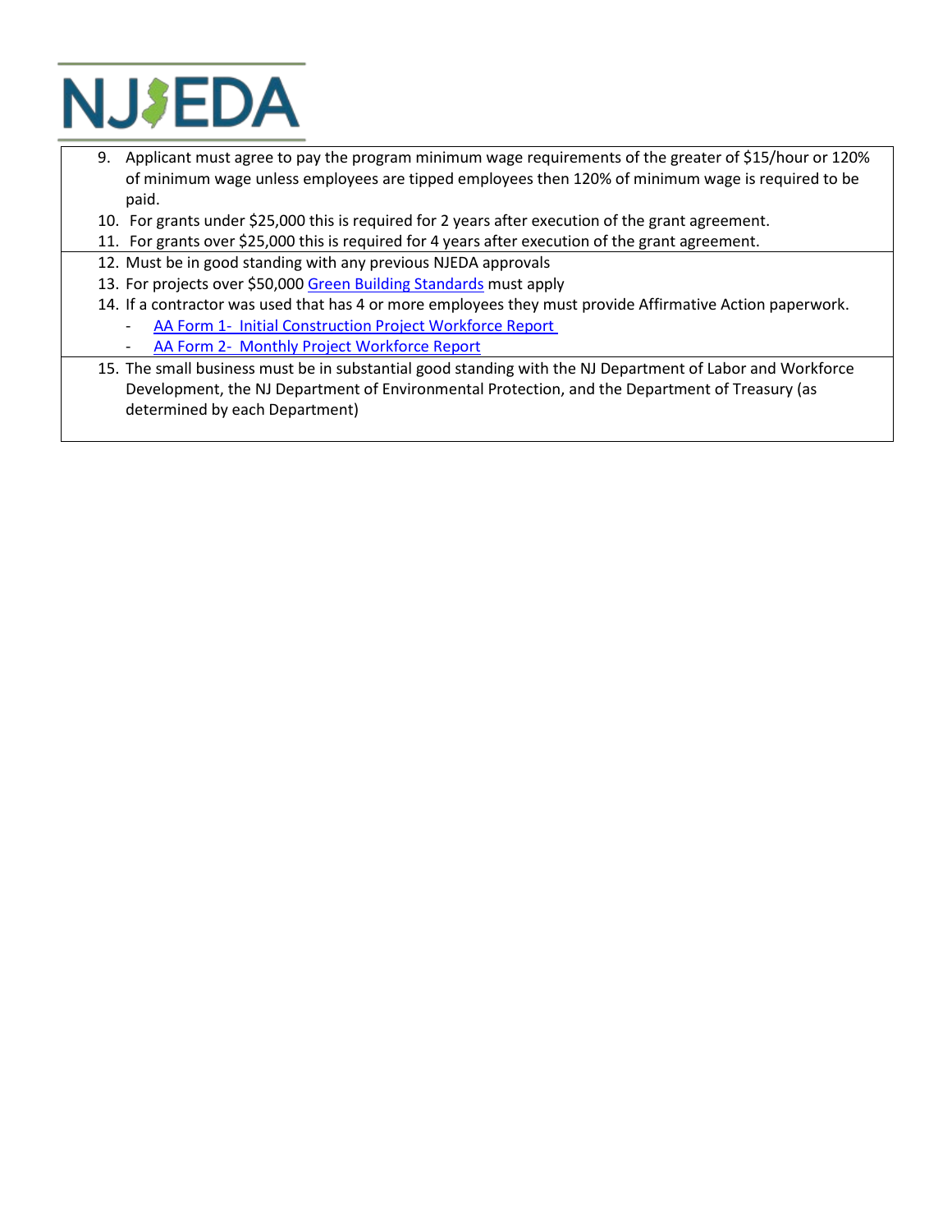9. Applicant must agree to pay the program minimum wage requirements of the greater of $15/hour or 120% of minimum wage unless employees are tipped employees then 120% of minimum wage is required to be paid.
10. For grants under $25,000 this is required for 2 years after execution of the grant agreement.
11. For grants over $25,000 this is required for 4 years after execution of the grant agreement.
12. Must be in good standing with any previous NJEDA approvals
13. For projects over $50,000 Green Building Standards must apply
14. If a contractor was used that has 4 or more employees they must provide Affirmative Action paperwork.
    - AA Form 1- Initial Construction Project Workforce Report
    - AA Form 2- Monthly Project Workforce Report
15. The small business must be in substantial good standing with the NJ Department of Labor and Workforce Development, the NJ Department of Environmental Protection, and the Department of Treasury (as determined by each Department)